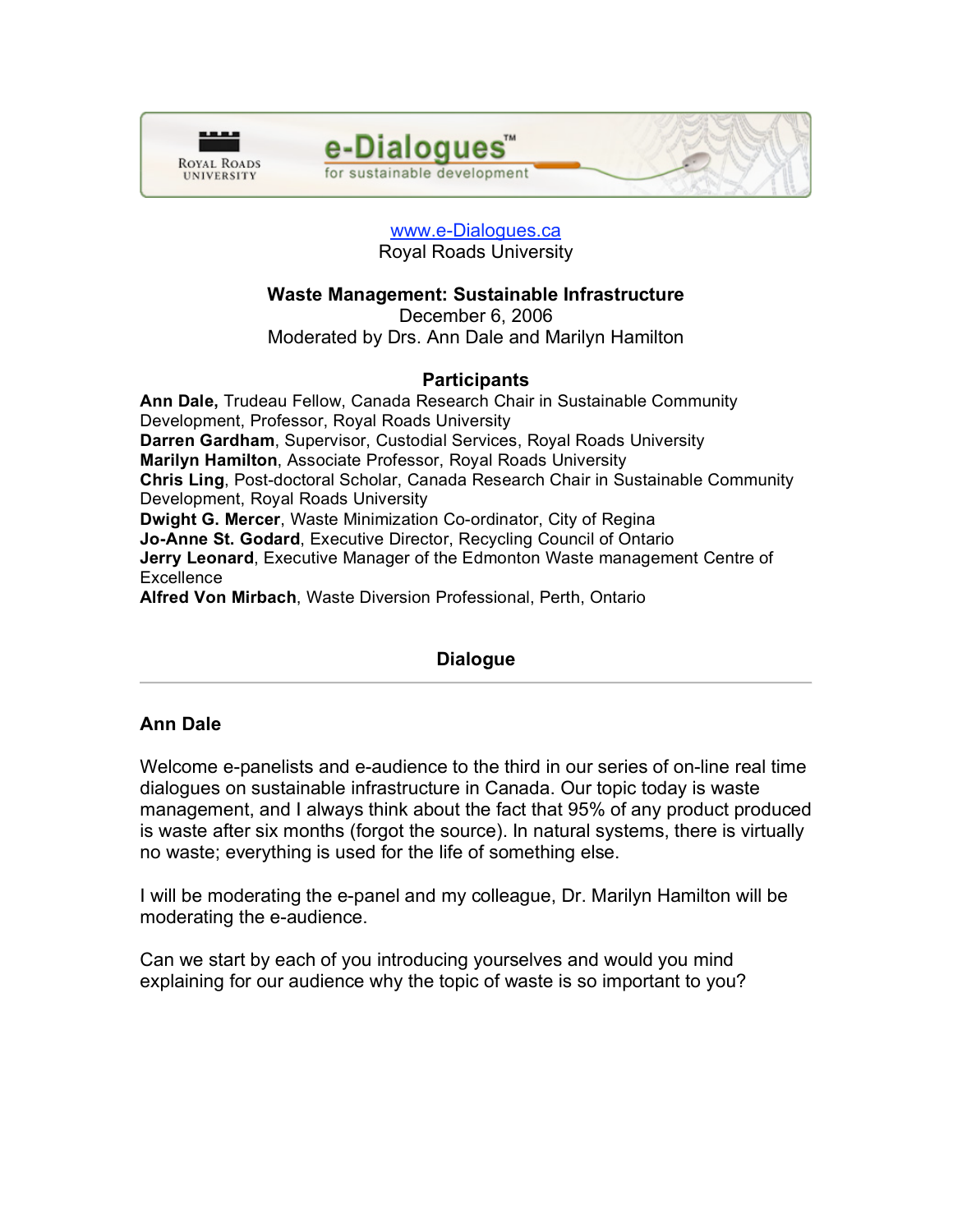www.e-Dialogues.ca
Royal Roads University

**Waste Management: Sustainable Infrastructure**
December 6, 2006
Moderated by Drs. Ann Dale and Marilyn Hamilton

## Participants

**Ann Dale,** Trudeau Fellow, Canada Research Chair in Sustainable Community Development, Professor, Royal Roads University
**Darren Gardham**, Supervisor, Custodial Services, Royal Roads University
**Marilyn Hamilton**, Associate Professor, Royal Roads University
**Chris Ling**, Post-doctoral Scholar, Canada Research Chair in Sustainable Community Development, Royal Roads University
**Dwight G. Mercer**, Waste Minimization Co-ordinator, City of Regina
**Jo-Anne St. Godard**, Executive Director, Recycling Council of Ontario
**Jerry Leonard**, Executive Manager of the Edmonton Waste management Centre of Excellence
**Alfred Von Mirbach**, Waste Diversion Professional, Perth, Ontario

## Dialogue

---

### Ann Dale

Welcome e-panelists and e-audience to the third in our series of on-line real time dialogues on sustainable infrastructure in Canada. Our topic today is waste management, and I always think about the fact that 95% of any product produced is waste after six months (forgot the source). In natural systems, there is virtually no waste; everything is used for the life of something else.

I will be moderating the e-panel and my colleague, Dr. Marilyn Hamilton will be moderating the e-audience.

Can we start by each of you introducing yourselves and would you mind explaining for our audience why the topic of waste is so important to you?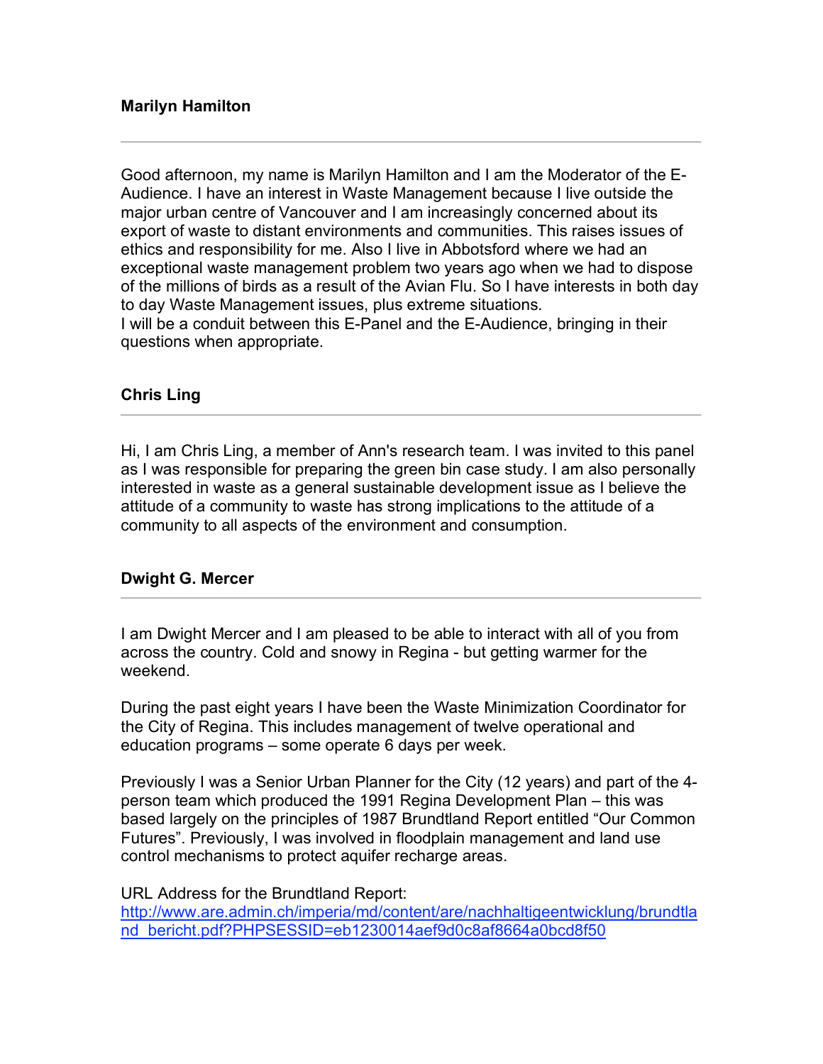**Marilyn Hamilton**

---

Good afternoon, my name is Marilyn Hamilton and I am the Moderator of the E-Audience. I have an interest in Waste Management because I live outside the major urban centre of Vancouver and I am increasingly concerned about its export of waste to distant environments and communities. This raises issues of ethics and responsibility for me. Also I live in Abbotsford where we had an exceptional waste management problem two years ago when we had to dispose of the millions of birds as a result of the Avian Flu. So I have interests in both day to day Waste Management issues, plus extreme situations.
I will be a conduit between this E-Panel and the E-Audience, bringing in their questions when appropriate.

**Chris Ling**

---

Hi, I am Chris Ling, a member of Ann's research team. I was invited to this panel as I was responsible for preparing the green bin case study. I am also personally interested in waste as a general sustainable development issue as I believe the attitude of a community to waste has strong implications to the attitude of a community to all aspects of the environment and consumption.

**Dwight G. Mercer**

---

I am Dwight Mercer and I am pleased to be able to interact with all of you from across the country. Cold and snowy in Regina - but getting warmer for the weekend.

During the past eight years I have been the Waste Minimization Coordinator for the City of Regina. This includes management of twelve operational and education programs – some operate 6 days per week.

Previously I was a Senior Urban Planner for the City (12 years) and part of the 4-person team which produced the 1991 Regina Development Plan – this was based largely on the principles of 1987 Brundtland Report entitled "Our Common Futures". Previously, I was involved in floodplain management and land use control mechanisms to protect aquifer recharge areas.

URL Address for the Brundtland Report:
http://www.are.admin.ch/imperia/md/content/are/nachhaltigeentwicklung/brundtland_bericht.pdf?PHPSESSID=eb1230014aef9d0c8af8664a0bcd8f50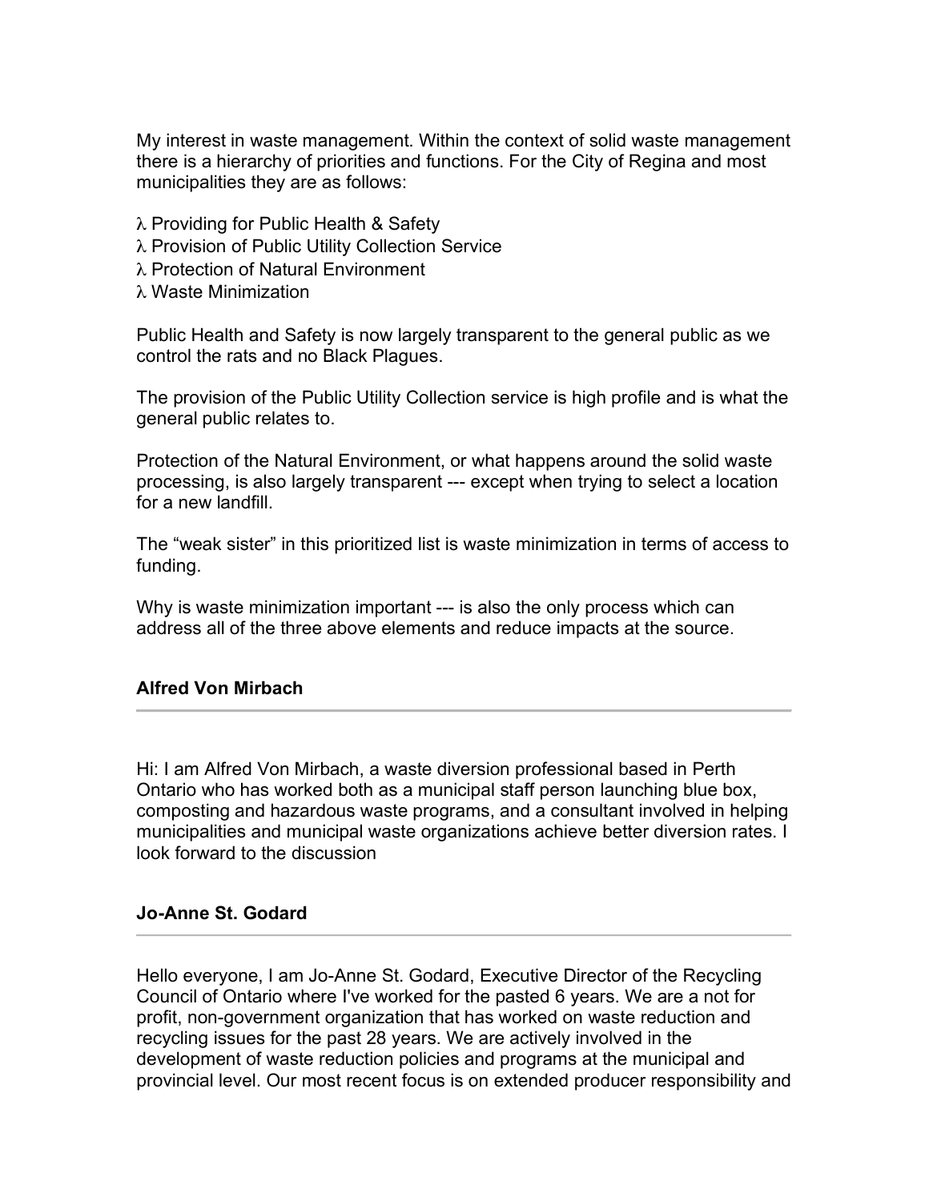My interest in waste management. Within the context of solid waste management there is a hierarchy of priorities and functions. For the City of Regina and most municipalities they are as follows:

λ Providing for Public Health & Safety
λ Provision of Public Utility Collection Service
λ Protection of Natural Environment
λ Waste Minimization

Public Health and Safety is now largely transparent to the general public as we control the rats and no Black Plagues.

The provision of the Public Utility Collection service is high profile and is what the general public relates to.

Protection of the Natural Environment, or what happens around the solid waste processing, is also largely transparent --- except when trying to select a location for a new landfill.

The "weak sister" in this prioritized list is waste minimization in terms of access to funding.

Why is waste minimization important --- is also the only process which can address all of the three above elements and reduce impacts at the source.

**Alfred Von Mirbach**

---

Hi: I am Alfred Von Mirbach, a waste diversion professional based in Perth Ontario who has worked both as a municipal staff person launching blue box, composting and hazardous waste programs, and a consultant involved in helping municipalities and municipal waste organizations achieve better diversion rates. I look forward to the discussion

**Jo-Anne St. Godard**

---

Hello everyone, I am Jo-Anne St. Godard, Executive Director of the Recycling Council of Ontario where I've worked for the pasted 6 years. We are a not for profit, non-government organization that has worked on waste reduction and recycling issues for the past 28 years. We are actively involved in the development of waste reduction policies and programs at the municipal and provincial level. Our most recent focus is on extended producer responsibility and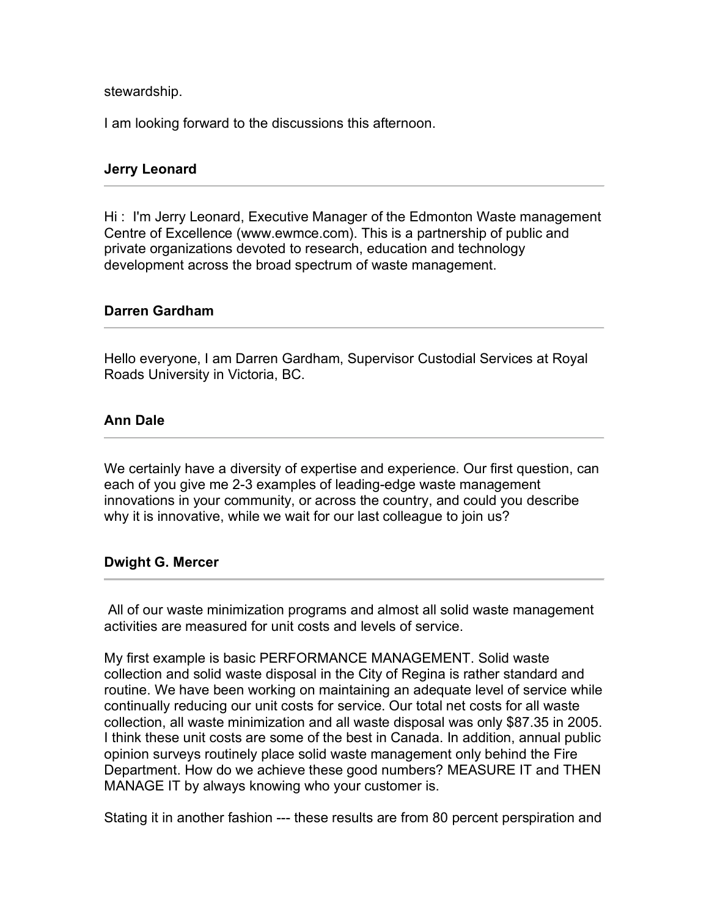stewardship.

I am looking forward to the discussions this afternoon.

**Jerry Leonard**

---

Hi : I'm Jerry Leonard, Executive Manager of the Edmonton Waste management Centre of Excellence (www.ewmce.com). This is a partnership of public and private organizations devoted to research, education and technology development across the broad spectrum of waste management.

**Darren Gardham**

---

Hello everyone, I am Darren Gardham, Supervisor Custodial Services at Royal Roads University in Victoria, BC.

**Ann Dale**

---

We certainly have a diversity of expertise and experience. Our first question, can each of you give me 2-3 examples of leading-edge waste management innovations in your community, or across the country, and could you describe why it is innovative, while we wait for our last colleague to join us?

**Dwight G. Mercer**

---

All of our waste minimization programs and almost all solid waste management activities are measured for unit costs and levels of service.

My first example is basic PERFORMANCE MANAGEMENT. Solid waste collection and solid waste disposal in the City of Regina is rather standard and routine. We have been working on maintaining an adequate level of service while continually reducing our unit costs for service. Our total net costs for all waste collection, all waste minimization and all waste disposal was only $87.35 in 2005. I think these unit costs are some of the best in Canada. In addition, annual public opinion surveys routinely place solid waste management only behind the Fire Department. How do we achieve these good numbers? MEASURE IT and THEN MANAGE IT by always knowing who your customer is.

Stating it in another fashion --- these results are from 80 percent perspiration and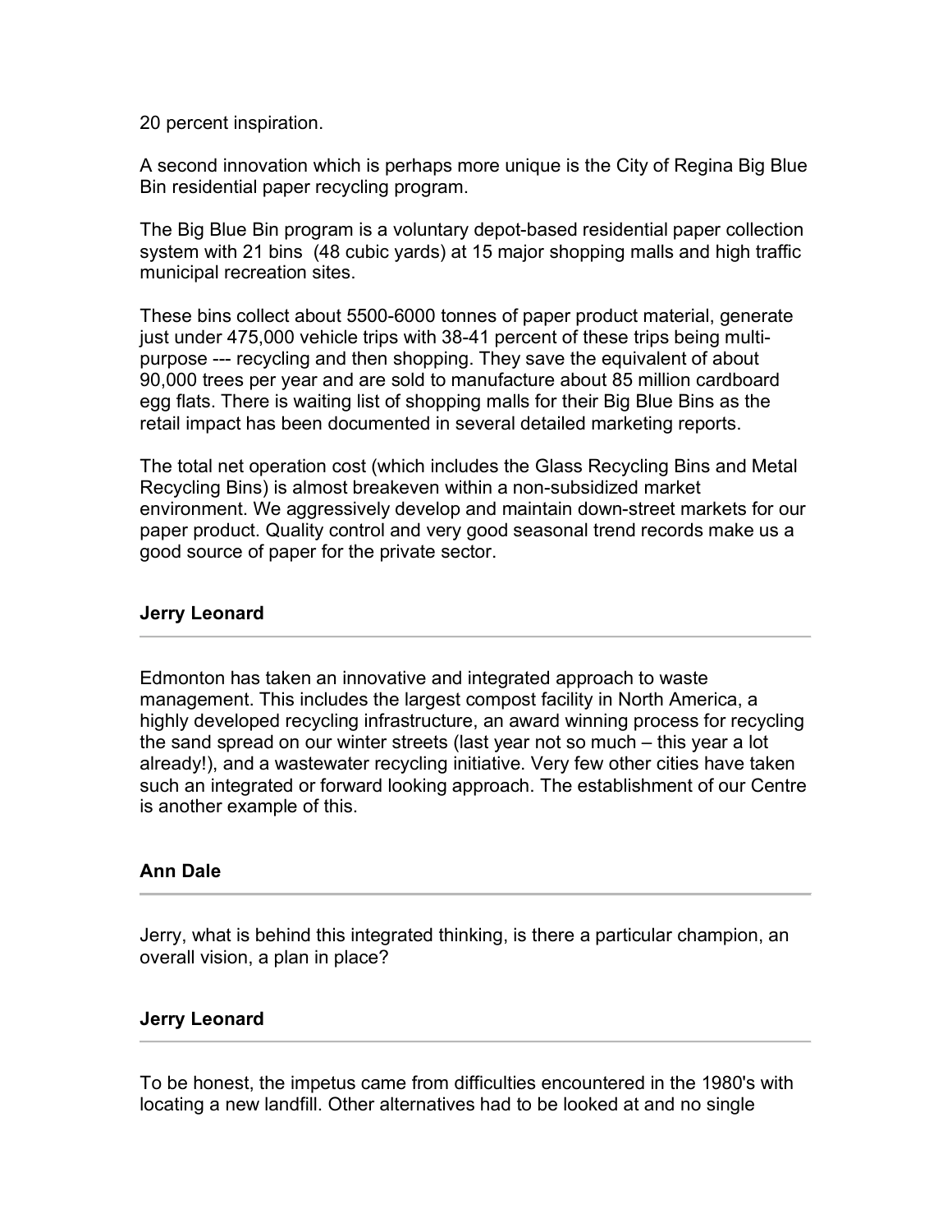20 percent inspiration.

A second innovation which is perhaps more unique is the City of Regina Big Blue Bin residential paper recycling program.

The Big Blue Bin program is a voluntary depot-based residential paper collection system with 21 bins (48 cubic yards) at 15 major shopping malls and high traffic municipal recreation sites.

These bins collect about 5500-6000 tonnes of paper product material, generate just under 475,000 vehicle trips with 38-41 percent of these trips being multi-purpose --- recycling and then shopping. They save the equivalent of about 90,000 trees per year and are sold to manufacture about 85 million cardboard egg flats. There is waiting list of shopping malls for their Big Blue Bins as the retail impact has been documented in several detailed marketing reports.

The total net operation cost (which includes the Glass Recycling Bins and Metal Recycling Bins) is almost breakeven within a non-subsidized market environment. We aggressively develop and maintain down-street markets for our paper product. Quality control and very good seasonal trend records make us a good source of paper for the private sector.

**Jerry Leonard**

---

Edmonton has taken an innovative and integrated approach to waste management. This includes the largest compost facility in North America, a highly developed recycling infrastructure, an award winning process for recycling the sand spread on our winter streets (last year not so much – this year a lot already!), and a wastewater recycling initiative. Very few other cities have taken such an integrated or forward looking approach. The establishment of our Centre is another example of this.

**Ann Dale**

---

Jerry, what is behind this integrated thinking, is there a particular champion, an overall vision, a plan in place?

**Jerry Leonard**

---

To be honest, the impetus came from difficulties encountered in the 1980's with locating a new landfill. Other alternatives had to be looked at and no single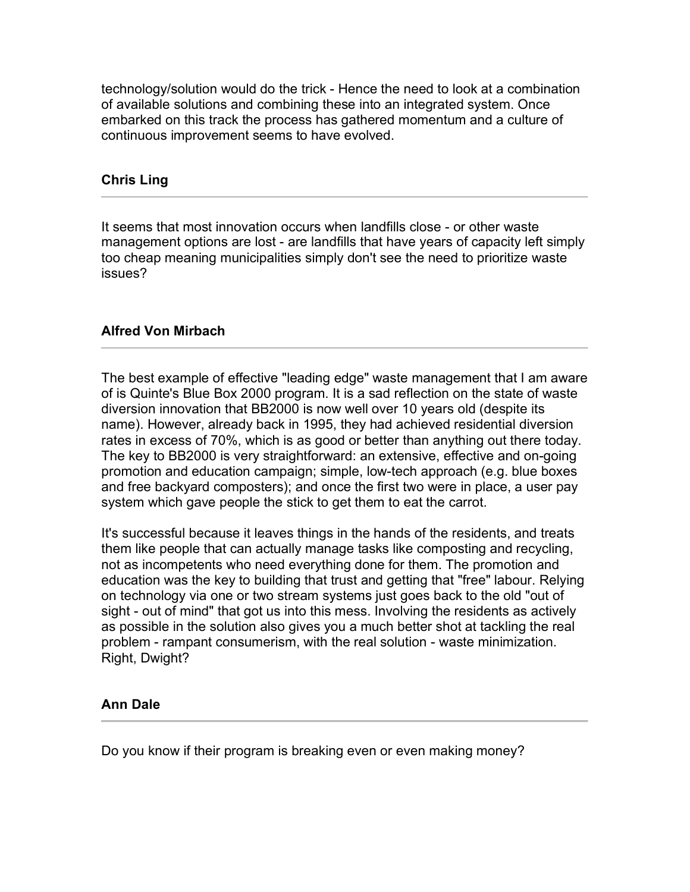technology/solution would do the trick - Hence the need to look at a combination of available solutions and combining these into an integrated system. Once embarked on this track the process has gathered momentum and a culture of continuous improvement seems to have evolved.

**Chris Ling**

---

It seems that most innovation occurs when landfills close - or other waste management options are lost - are landfills that have years of capacity left simply too cheap meaning municipalities simply don't see the need to prioritize waste issues?

**Alfred Von Mirbach**

---

The best example of effective "leading edge" waste management that I am aware of is Quinte's Blue Box 2000 program. It is a sad reflection on the state of waste diversion innovation that BB2000 is now well over 10 years old (despite its name). However, already back in 1995, they had achieved residential diversion rates in excess of 70%, which is as good or better than anything out there today. The key to BB2000 is very straightforward: an extensive, effective and on-going promotion and education campaign; simple, low-tech approach (e.g. blue boxes and free backyard composters); and once the first two were in place, a user pay system which gave people the stick to get them to eat the carrot.

It's successful because it leaves things in the hands of the residents, and treats them like people that can actually manage tasks like composting and recycling, not as incompetents who need everything done for them. The promotion and education was the key to building that trust and getting that "free" labour. Relying on technology via one or two stream systems just goes back to the old "out of sight - out of mind" that got us into this mess. Involving the residents as actively as possible in the solution also gives you a much better shot at tackling the real problem - rampant consumerism, with the real solution - waste minimization. Right, Dwight?

**Ann Dale**

---

Do you know if their program is breaking even or even making money?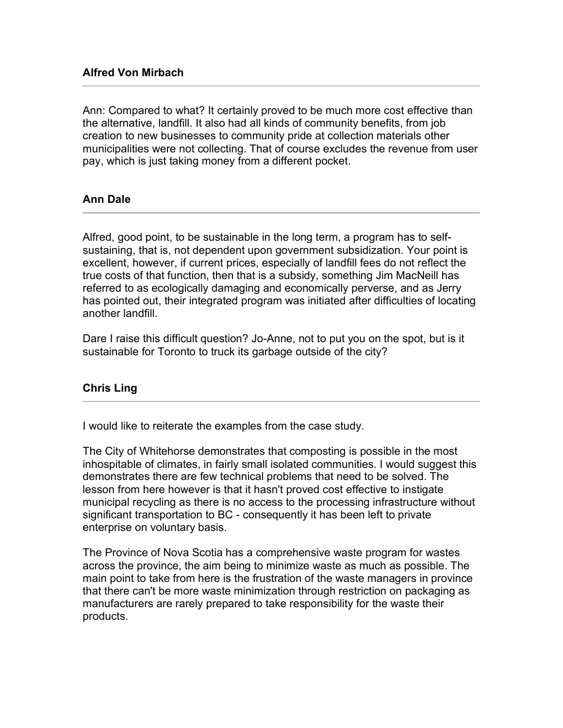**Alfred Von Mirbach**

---

Ann: Compared to what? It certainly proved to be much more cost effective than the alternative, landfill. It also had all kinds of community benefits, from job creation to new businesses to community pride at collection materials other municipalities were not collecting. That of course excludes the revenue from user pay, which is just taking money from a different pocket.

**Ann Dale**

---

Alfred, good point, to be sustainable in the long term, a program has to self-sustaining, that is, not dependent upon government subsidization. Your point is excellent, however, if current prices, especially of landfill fees do not reflect the true costs of that function, then that is a subsidy, something Jim MacNeill has referred to as ecologically damaging and economically perverse, and as Jerry has pointed out, their integrated program was initiated after difficulties of locating another landfill.

Dare I raise this difficult question? Jo-Anne, not to put you on the spot, but is it sustainable for Toronto to truck its garbage outside of the city?

**Chris Ling**

---

I would like to reiterate the examples from the case study.

The City of Whitehorse demonstrates that composting is possible in the most inhospitable of climates, in fairly small isolated communities. I would suggest this demonstrates there are few technical problems that need to be solved. The lesson from here however is that it hasn't proved cost effective to instigate municipal recycling as there is no access to the processing infrastructure without significant transportation to BC - consequently it has been left to private enterprise on voluntary basis.

The Province of Nova Scotia has a comprehensive waste program for wastes across the province, the aim being to minimize waste as much as possible. The main point to take from here is the frustration of the waste managers in province that there can't be more waste minimization through restriction on packaging as manufacturers are rarely prepared to take responsibility for the waste their products.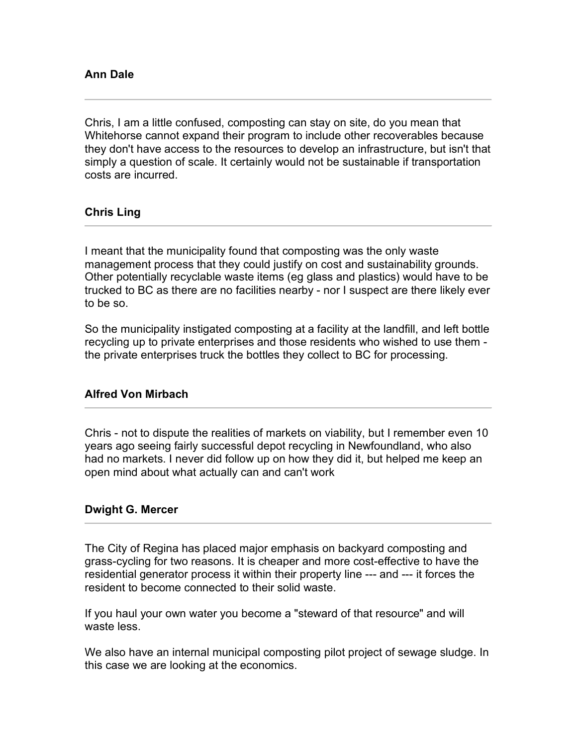**Ann Dale**

---

Chris, I am a little confused, composting can stay on site, do you mean that Whitehorse cannot expand their program to include other recoverables because they don't have access to the resources to develop an infrastructure, but isn't that simply a question of scale. It certainly would not be sustainable if transportation costs are incurred.

**Chris Ling**

---

I meant that the municipality found that composting was the only waste management process that they could justify on cost and sustainability grounds. Other potentially recyclable waste items (eg glass and plastics) would have to be trucked to BC as there are no facilities nearby - nor I suspect are there likely ever to be so.

So the municipality instigated composting at a facility at the landfill, and left bottle recycling up to private enterprises and those residents who wished to use them - the private enterprises truck the bottles they collect to BC for processing.

**Alfred Von Mirbach**

---

Chris - not to dispute the realities of markets on viability, but I remember even 10 years ago seeing fairly successful depot recycling in Newfoundland, who also had no markets. I never did follow up on how they did it, but helped me keep an open mind about what actually can and can't work

**Dwight G. Mercer**

---

The City of Regina has placed major emphasis on backyard composting and grass-cycling for two reasons. It is cheaper and more cost-effective to have the residential generator process it within their property line --- and --- it forces the resident to become connected to their solid waste.

If you haul your own water you become a "steward of that resource" and will waste less.

We also have an internal municipal composting pilot project of sewage sludge. In this case we are looking at the economics.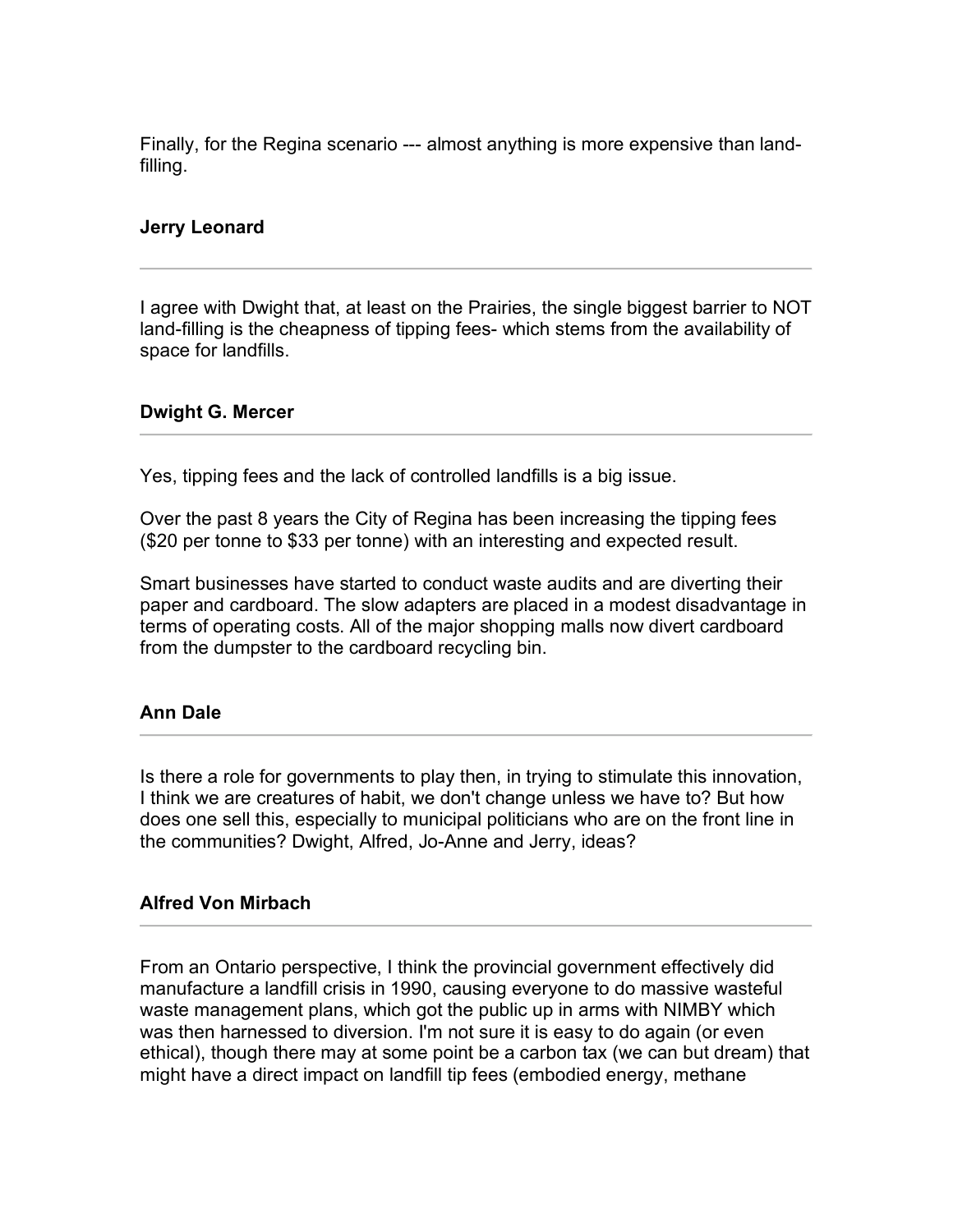Finally, for the Regina scenario --- almost anything is more expensive than land-filling.

**Jerry Leonard**

---

I agree with Dwight that, at least on the Prairies, the single biggest barrier to NOT land-filling is the cheapness of tipping fees- which stems from the availability of space for landfills.

**Dwight G. Mercer**

---

Yes, tipping fees and the lack of controlled landfills is a big issue.

Over the past 8 years the City of Regina has been increasing the tipping fees ($20 per tonne to $33 per tonne) with an interesting and expected result.

Smart businesses have started to conduct waste audits and are diverting their paper and cardboard. The slow adapters are placed in a modest disadvantage in terms of operating costs. All of the major shopping malls now divert cardboard from the dumpster to the cardboard recycling bin.

**Ann Dale**

---

Is there a role for governments to play then, in trying to stimulate this innovation, I think we are creatures of habit, we don't change unless we have to? But how does one sell this, especially to municipal politicians who are on the front line in the communities? Dwight, Alfred, Jo-Anne and Jerry, ideas?

**Alfred Von Mirbach**

---

From an Ontario perspective, I think the provincial government effectively did manufacture a landfill crisis in 1990, causing everyone to do massive wasteful waste management plans, which got the public up in arms with NIMBY which was then harnessed to diversion. I'm not sure it is easy to do again (or even ethical), though there may at some point be a carbon tax (we can but dream) that might have a direct impact on landfill tip fees (embodied energy, methane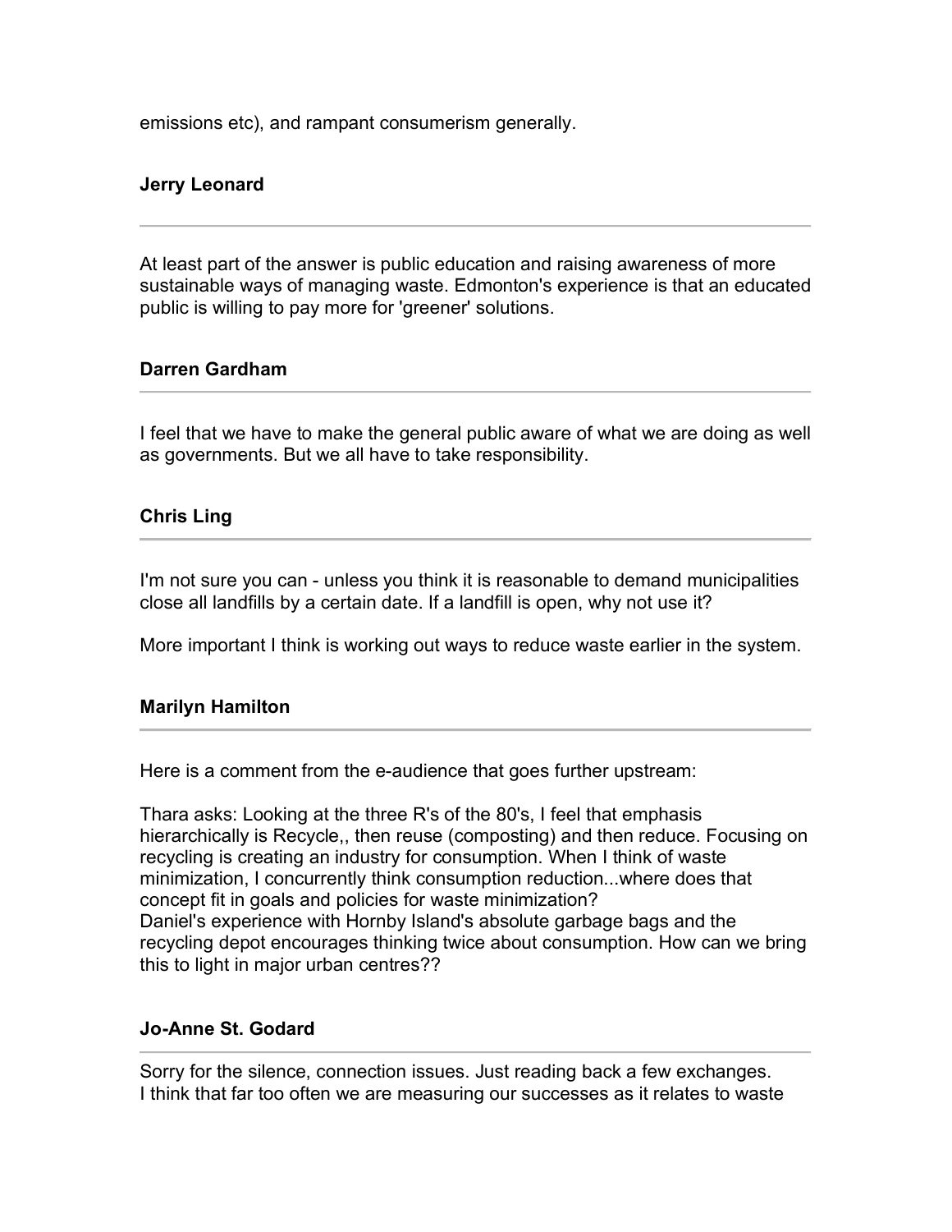emissions etc), and rampant consumerism generally.

**Jerry Leonard**

---

At least part of the answer is public education and raising awareness of more sustainable ways of managing waste. Edmonton's experience is that an educated public is willing to pay more for 'greener' solutions.

**Darren Gardham**

---

I feel that we have to make the general public aware of what we are doing as well as governments. But we all have to take responsibility.

**Chris Ling**

---

I'm not sure you can - unless you think it is reasonable to demand municipalities close all landfills by a certain date. If a landfill is open, why not use it?

More important I think is working out ways to reduce waste earlier in the system.

**Marilyn Hamilton**

---

Here is a comment from the e-audience that goes further upstream:

Thara asks: Looking at the three R's of the 80's, I feel that emphasis hierarchically is Recycle,, then reuse (composting) and then reduce. Focusing on recycling is creating an industry for consumption. When I think of waste minimization, I concurrently think consumption reduction...where does that concept fit in goals and policies for waste minimization?
Daniel's experience with Hornby Island's absolute garbage bags and the recycling depot encourages thinking twice about consumption. How can we bring this to light in major urban centres??

**Jo-Anne St. Godard**

---

Sorry for the silence, connection issues. Just reading back a few exchanges.
I think that far too often we are measuring our successes as it relates to waste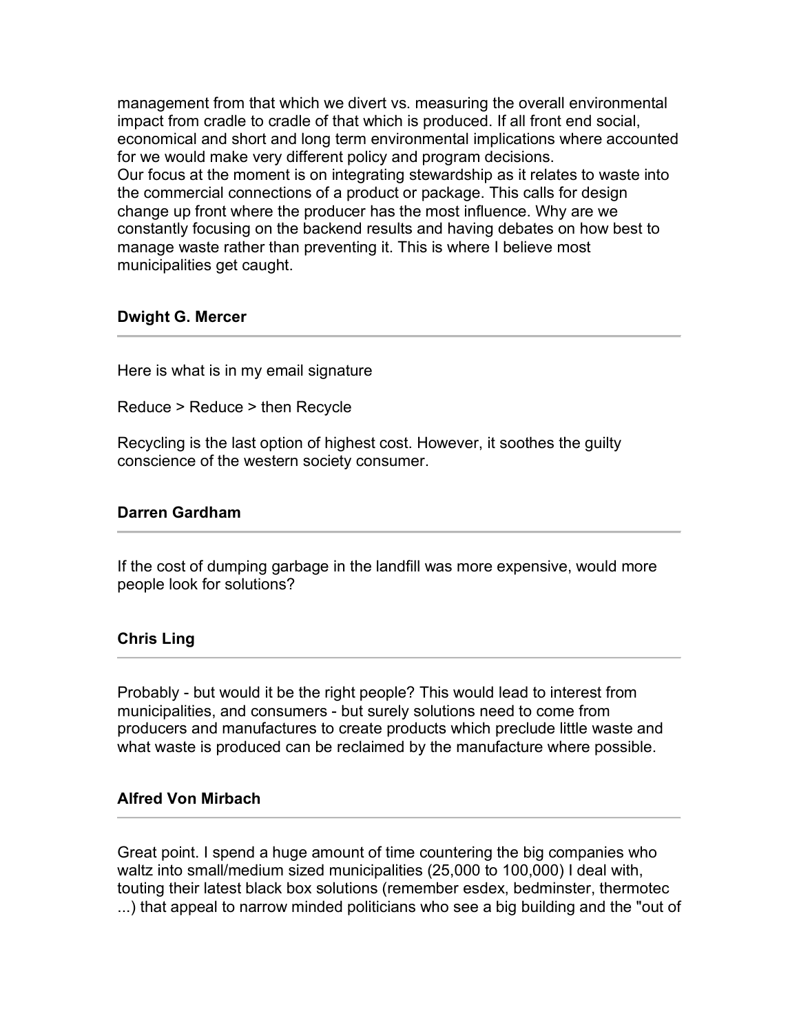management from that which we divert vs. measuring the overall environmental impact from cradle to cradle of that which is produced. If all front end social, economical and short and long term environmental implications where accounted for we would make very different policy and program decisions.
Our focus at the moment is on integrating stewardship as it relates to waste into the commercial connections of a product or package. This calls for design change up front where the producer has the most influence. Why are we constantly focusing on the backend results and having debates on how best to manage waste rather than preventing it. This is where I believe most municipalities get caught.

**Dwight G. Mercer**

---

Here is what is in my email signature

Reduce > Reduce > then Recycle

Recycling is the last option of highest cost. However, it soothes the guilty conscience of the western society consumer.

**Darren Gardham**

---

If the cost of dumping garbage in the landfill was more expensive, would more people look for solutions?

**Chris Ling**

---

Probably - but would it be the right people? This would lead to interest from municipalities, and consumers - but surely solutions need to come from producers and manufactures to create products which preclude little waste and what waste is produced can be reclaimed by the manufacture where possible.

**Alfred Von Mirbach**

---

Great point. I spend a huge amount of time countering the big companies who waltz into small/medium sized municipalities (25,000 to 100,000) I deal with, touting their latest black box solutions (remember esdex, bedminster, thermotec ...) that appeal to narrow minded politicians who see a big building and the "out of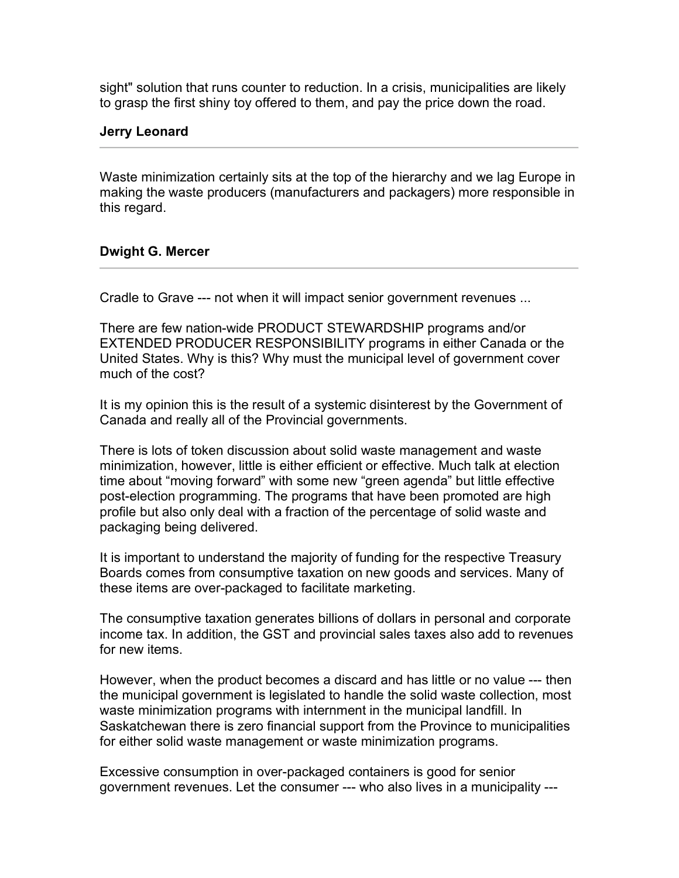sight" solution that runs counter to reduction. In a crisis, municipalities are likely to grasp the first shiny toy offered to them, and pay the price down the road.

**Jerry Leonard**

---

Waste minimization certainly sits at the top of the hierarchy and we lag Europe in making the waste producers (manufacturers and packagers) more responsible in this regard.

**Dwight G. Mercer**

---

Cradle to Grave --- not when it will impact senior government revenues ...

There are few nation-wide PRODUCT STEWARDSHIP programs and/or EXTENDED PRODUCER RESPONSIBILITY programs in either Canada or the United States. Why is this? Why must the municipal level of government cover much of the cost?

It is my opinion this is the result of a systemic disinterest by the Government of Canada and really all of the Provincial governments.

There is lots of token discussion about solid waste management and waste minimization, however, little is either efficient or effective. Much talk at election time about “moving forward” with some new “green agenda” but little effective post-election programming. The programs that have been promoted are high profile but also only deal with a fraction of the percentage of solid waste and packaging being delivered.

It is important to understand the majority of funding for the respective Treasury Boards comes from consumptive taxation on new goods and services. Many of these items are over-packaged to facilitate marketing.

The consumptive taxation generates billions of dollars in personal and corporate income tax. In addition, the GST and provincial sales taxes also add to revenues for new items.

However, when the product becomes a discard and has little or no value --- then the municipal government is legislated to handle the solid waste collection, most waste minimization programs with internment in the municipal landfill. In Saskatchewan there is zero financial support from the Province to municipalities for either solid waste management or waste minimization programs.

Excessive consumption in over-packaged containers is good for senior government revenues. Let the consumer --- who also lives in a municipality ---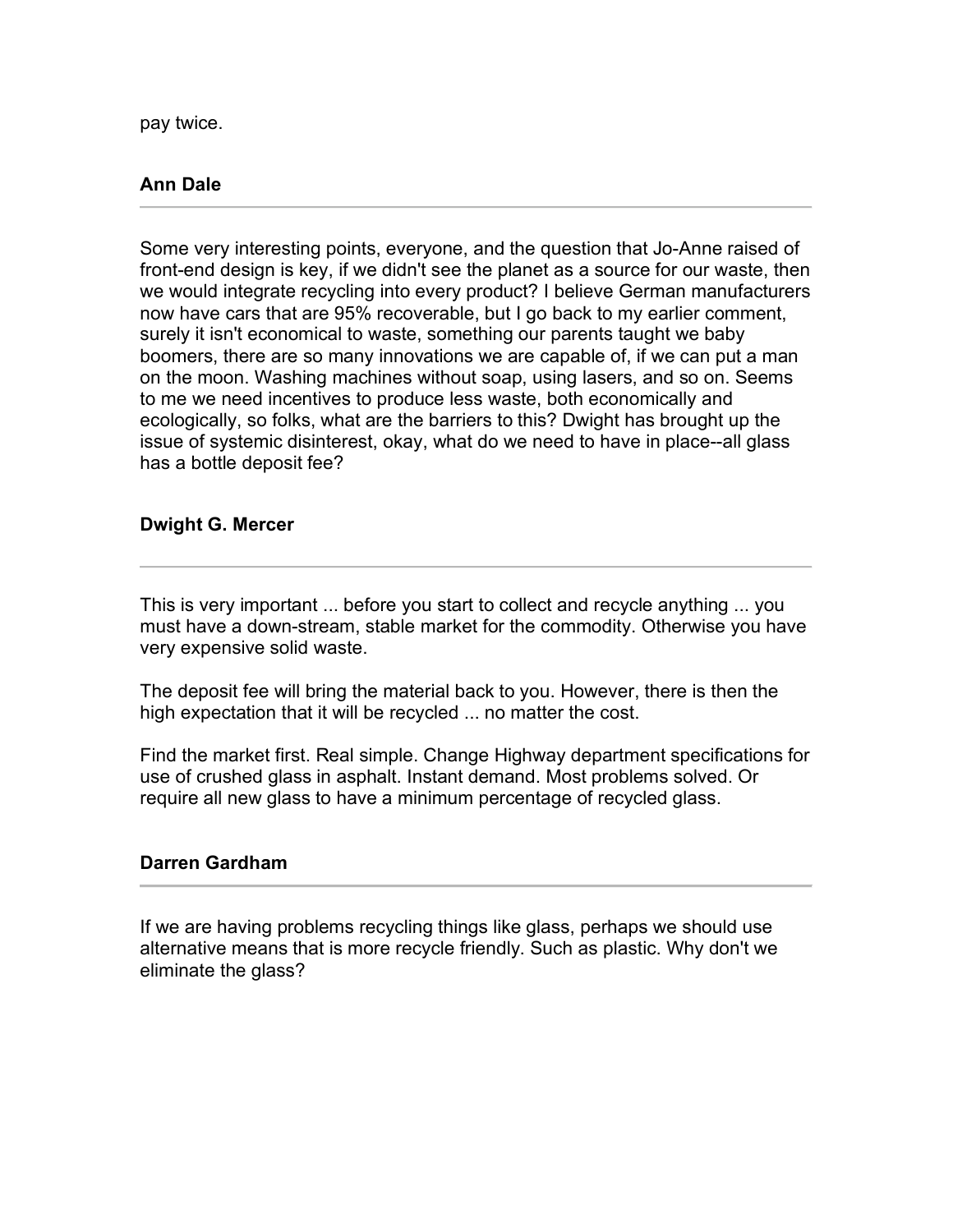pay twice.

**Ann Dale**

---

Some very interesting points, everyone, and the question that Jo-Anne raised of front-end design is key, if we didn't see the planet as a source for our waste, then we would integrate recycling into every product? I believe German manufacturers now have cars that are 95% recoverable, but I go back to my earlier comment, surely it isn't economical to waste, something our parents taught we baby boomers, there are so many innovations we are capable of, if we can put a man on the moon. Washing machines without soap, using lasers, and so on. Seems to me we need incentives to produce less waste, both economically and ecologically, so folks, what are the barriers to this? Dwight has brought up the issue of systemic disinterest, okay, what do we need to have in place--all glass has a bottle deposit fee?

**Dwight G. Mercer**

---

This is very important ... before you start to collect and recycle anything ... you must have a down-stream, stable market for the commodity. Otherwise you have very expensive solid waste.

The deposit fee will bring the material back to you. However, there is then the high expectation that it will be recycled ... no matter the cost.

Find the market first. Real simple. Change Highway department specifications for use of crushed glass in asphalt. Instant demand. Most problems solved. Or require all new glass to have a minimum percentage of recycled glass.

**Darren Gardham**

---

If we are having problems recycling things like glass, perhaps we should use alternative means that is more recycle friendly. Such as plastic. Why don't we eliminate the glass?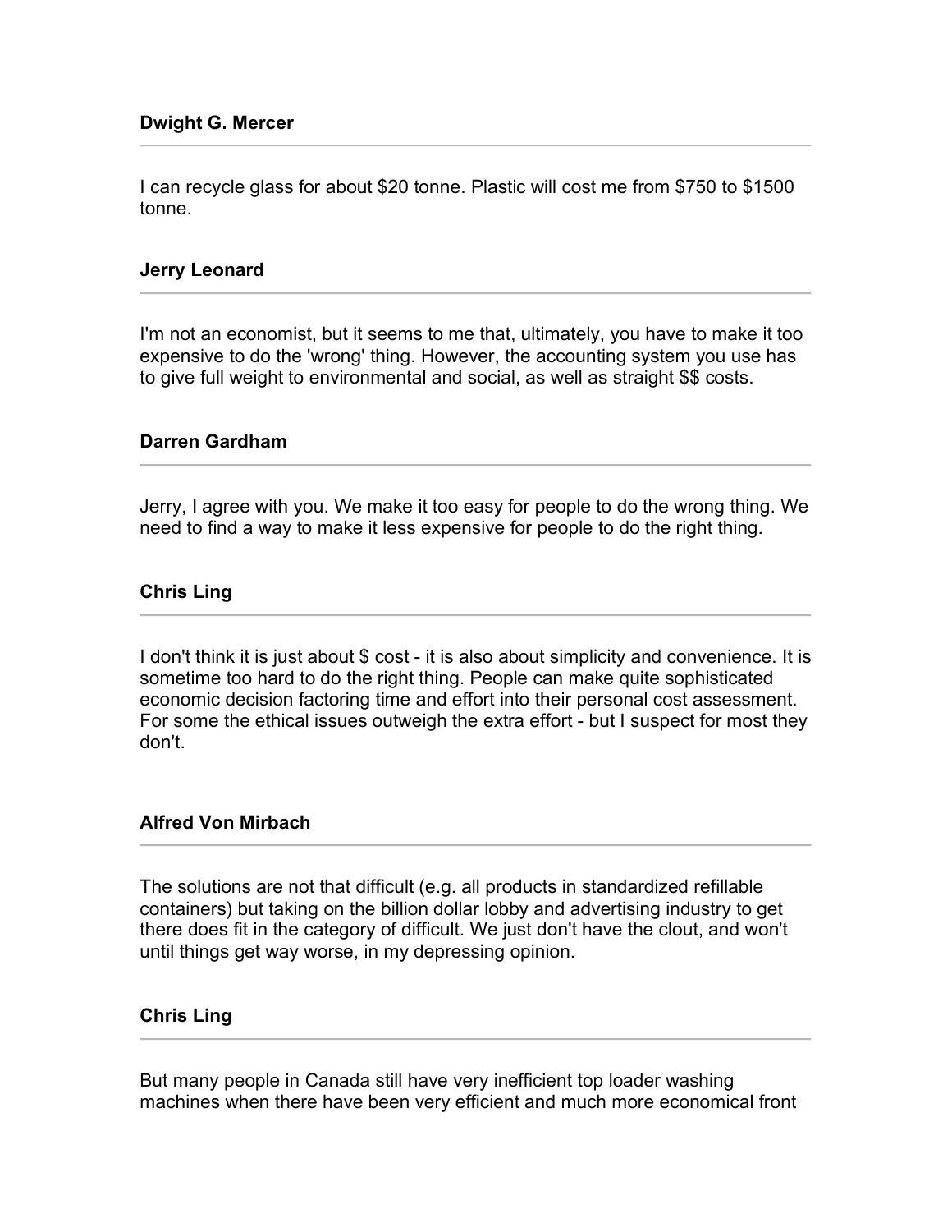**Dwight G. Mercer**

---

I can recycle glass for about $20 tonne. Plastic will cost me from $750 to $1500 tonne.

**Jerry Leonard**

---

I'm not an economist, but it seems to me that, ultimately, you have to make it too expensive to do the 'wrong' thing. However, the accounting system you use has to give full weight to environmental and social, as well as straight $$ costs.

**Darren Gardham**

---

Jerry, I agree with you. We make it too easy for people to do the wrong thing. We need to find a way to make it less expensive for people to do the right thing.

**Chris Ling**

---

I don't think it is just about $ cost - it is also about simplicity and convenience. It is sometime too hard to do the right thing. People can make quite sophisticated economic decision factoring time and effort into their personal cost assessment. For some the ethical issues outweigh the extra effort - but I suspect for most they don't.

**Alfred Von Mirbach**

---

The solutions are not that difficult (e.g. all products in standardized refillable containers) but taking on the billion dollar lobby and advertising industry to get there does fit in the category of difficult. We just don't have the clout, and won't until things get way worse, in my depressing opinion.

**Chris Ling**

---

But many people in Canada still have very inefficient top loader washing machines when there have been very efficient and much more economical front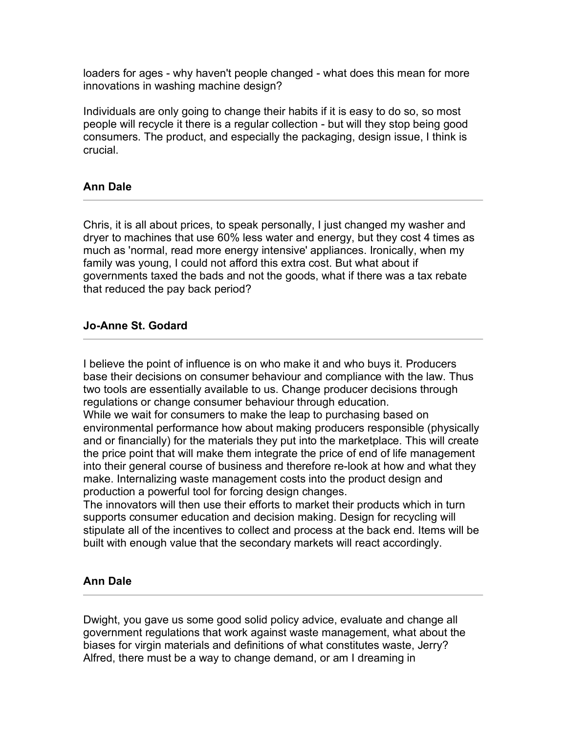loaders for ages - why haven't people changed - what does this mean for more innovations in washing machine design?

Individuals are only going to change their habits if it is easy to do so, so most people will recycle it there is a regular collection - but will they stop being good consumers. The product, and especially the packaging, design issue, I think is crucial.

**Ann Dale**

---

Chris, it is all about prices, to speak personally, I just changed my washer and dryer to machines that use 60% less water and energy, but they cost 4 times as much as 'normal, read more energy intensive' appliances. Ironically, when my family was young, I could not afford this extra cost. But what about if governments taxed the bads and not the goods, what if there was a tax rebate that reduced the pay back period?

**Jo-Anne St. Godard**

---

I believe the point of influence is on who make it and who buys it. Producers base their decisions on consumer behaviour and compliance with the law. Thus two tools are essentially available to us. Change producer decisions through regulations or change consumer behaviour through education.
While we wait for consumers to make the leap to purchasing based on environmental performance how about making producers responsible (physically and or financially) for the materials they put into the marketplace. This will create the price point that will make them integrate the price of end of life management into their general course of business and therefore re-look at how and what they make. Internalizing waste management costs into the product design and production a powerful tool for forcing design changes.
The innovators will then use their efforts to market their products which in turn supports consumer education and decision making. Design for recycling will stipulate all of the incentives to collect and process at the back end. Items will be built with enough value that the secondary markets will react accordingly.

**Ann Dale**

---

Dwight, you gave us some good solid policy advice, evaluate and change all government regulations that work against waste management, what about the biases for virgin materials and definitions of what constitutes waste, Jerry? Alfred, there must be a way to change demand, or am I dreaming in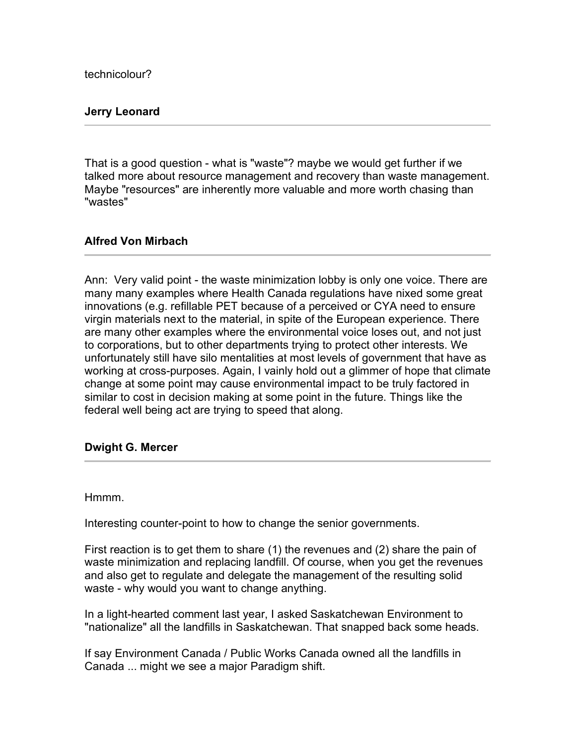technicolour?

**Jerry Leonard**

---

That is a good question - what is "waste"? maybe we would get further if we talked more about resource management and recovery than waste management. Maybe "resources" are inherently more valuable and more worth chasing than "wastes"

**Alfred Von Mirbach**

---

Ann: Very valid point - the waste minimization lobby is only one voice. There are many many examples where Health Canada regulations have nixed some great innovations (e.g. refillable PET because of a perceived or CYA need to ensure virgin materials next to the material, in spite of the European experience. There are many other examples where the environmental voice loses out, and not just to corporations, but to other departments trying to protect other interests. We unfortunately still have silo mentalities at most levels of government that have as working at cross-purposes. Again, I vainly hold out a glimmer of hope that climate change at some point may cause environmental impact to be truly factored in similar to cost in decision making at some point in the future. Things like the federal well being act are trying to speed that along.

**Dwight G. Mercer**

---

Hmmm.

Interesting counter-point to how to change the senior governments.

First reaction is to get them to share (1) the revenues and (2) share the pain of waste minimization and replacing landfill. Of course, when you get the revenues and also get to regulate and delegate the management of the resulting solid waste - why would you want to change anything.

In a light-hearted comment last year, I asked Saskatchewan Environment to "nationalize" all the landfills in Saskatchewan. That snapped back some heads.

If say Environment Canada / Public Works Canada owned all the landfills in Canada ... might we see a major Paradigm shift.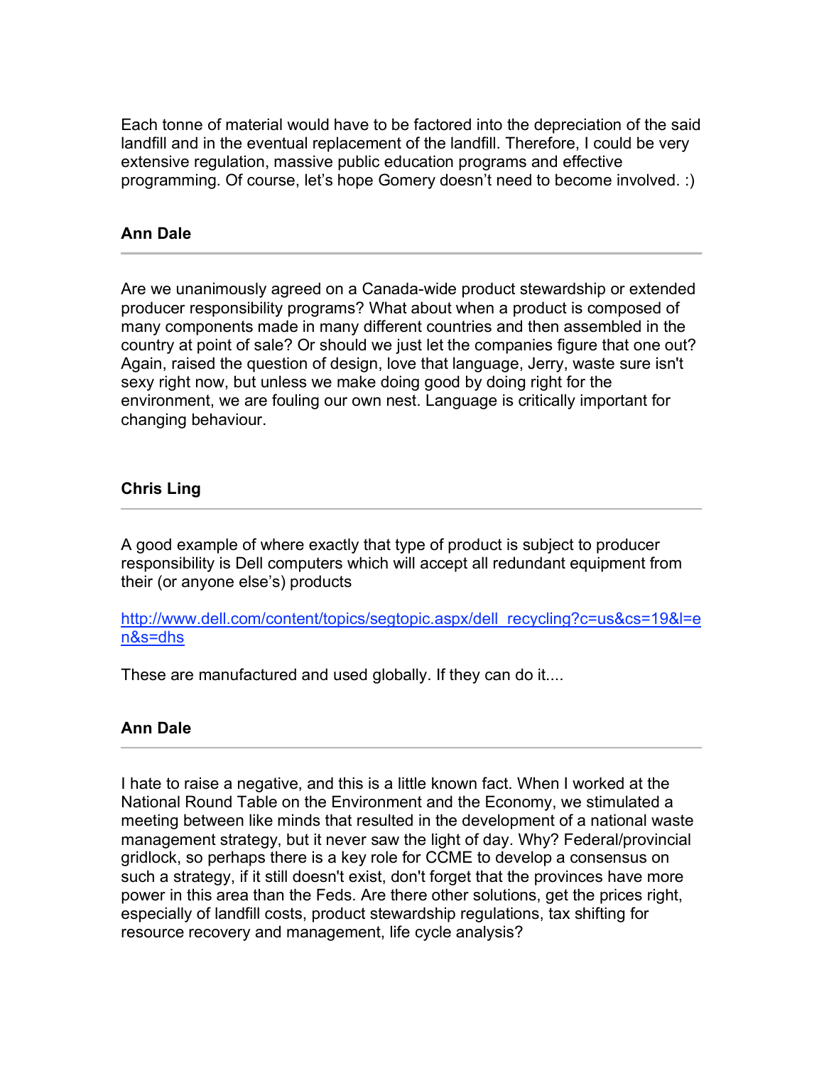Each tonne of material would have to be factored into the depreciation of the said landfill and in the eventual replacement of the landfill. Therefore, I could be very extensive regulation, massive public education programs and effective programming. Of course, let's hope Gomery doesn't need to become involved. :)

**Ann Dale**

---

Are we unanimously agreed on a Canada-wide product stewardship or extended producer responsibility programs? What about when a product is composed of many components made in many different countries and then assembled in the country at point of sale? Or should we just let the companies figure that one out? Again, raised the question of design, love that language, Jerry, waste sure isn't sexy right now, but unless we make doing good by doing right for the environment, we are fouling our own nest. Language is critically important for changing behaviour.

**Chris Ling**

---

A good example of where exactly that type of product is subject to producer responsibility is Dell computers which will accept all redundant equipment from their (or anyone else's) products

http://www.dell.com/content/topics/segtopic.aspx/dell_recycling?c=us&cs=19&l=en&s=dhs

These are manufactured and used globally. If they can do it....

**Ann Dale**

---

I hate to raise a negative, and this is a little known fact. When I worked at the National Round Table on the Environment and the Economy, we stimulated a meeting between like minds that resulted in the development of a national waste management strategy, but it never saw the light of day. Why? Federal/provincial gridlock, so perhaps there is a key role for CCME to develop a consensus on such a strategy, if it still doesn't exist, don't forget that the provinces have more power in this area than the Feds. Are there other solutions, get the prices right, especially of landfill costs, product stewardship regulations, tax shifting for resource recovery and management, life cycle analysis?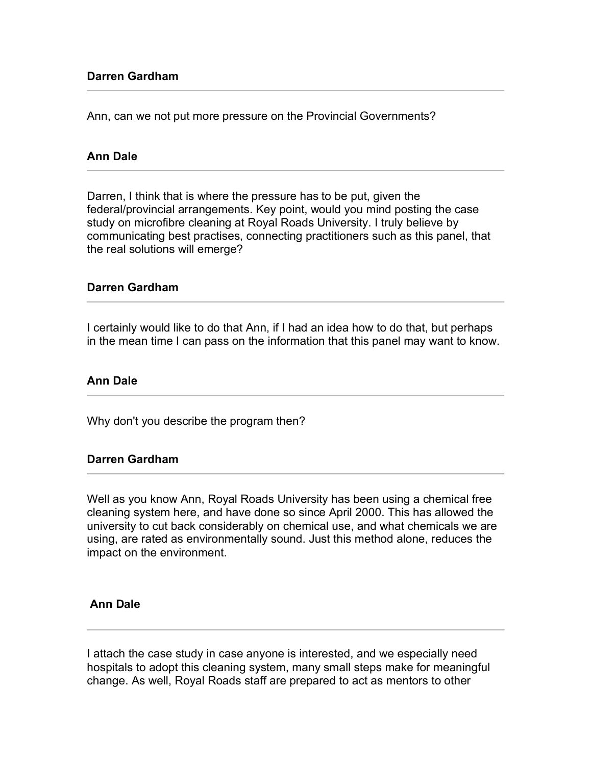**Darren Gardham**

---

Ann, can we not put more pressure on the Provincial Governments?

**Ann Dale**

---

Darren, I think that is where the pressure has to be put, given the federal/provincial arrangements. Key point, would you mind posting the case study on microfibre cleaning at Royal Roads University. I truly believe by communicating best practises, connecting practitioners such as this panel, that the real solutions will emerge?

**Darren Gardham**

---

I certainly would like to do that Ann, if I had an idea how to do that, but perhaps in the mean time I can pass on the information that this panel may want to know.

**Ann Dale**

---

Why don't you describe the program then?

**Darren Gardham**

---

Well as you know Ann, Royal Roads University has been using a chemical free cleaning system here, and have done so since April 2000. This has allowed the university to cut back considerably on chemical use, and what chemicals we are using, are rated as environmentally sound. Just this method alone, reduces the impact on the environment.

**Ann Dale**

---

I attach the case study in case anyone is interested, and we especially need hospitals to adopt this cleaning system, many small steps make for meaningful change. As well, Royal Roads staff are prepared to act as mentors to other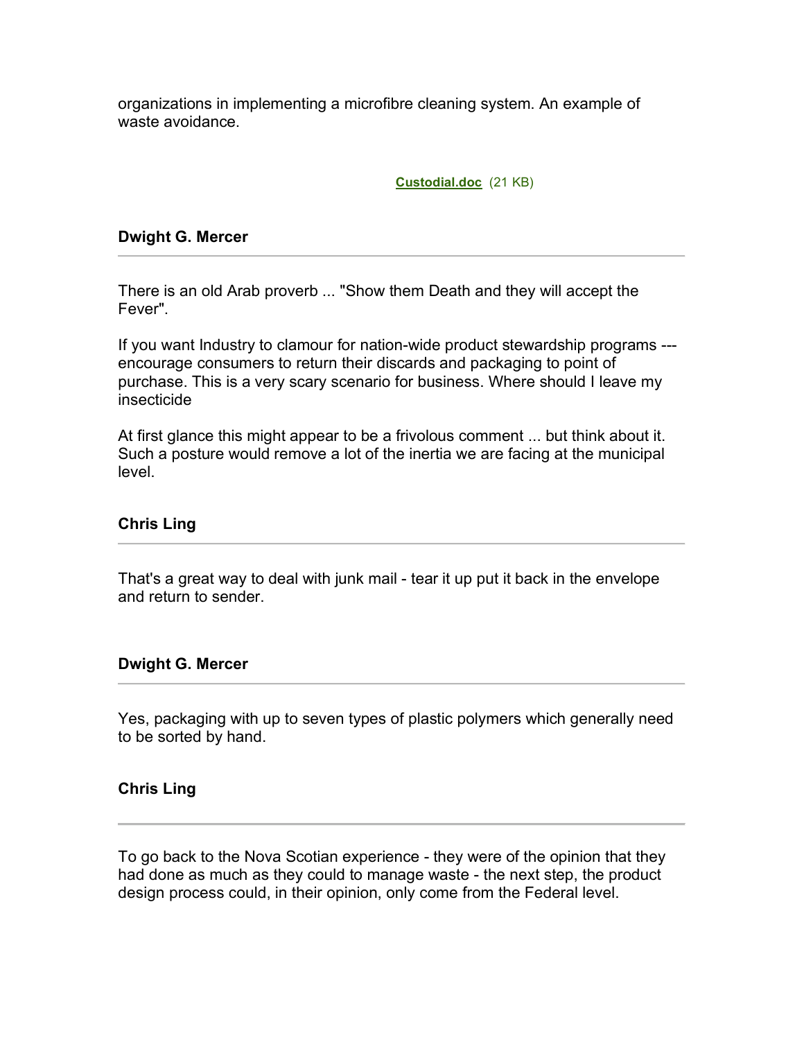organizations in implementing a microfibre cleaning system. An example of waste avoidance.

**Custodial.doc** (21 KB)

**Dwight G. Mercer**

---

There is an old Arab proverb ... "Show them Death and they will accept the Fever".

If you want Industry to clamour for nation-wide product stewardship programs --- encourage consumers to return their discards and packaging to point of purchase. This is a very scary scenario for business. Where should I leave my insecticide

At first glance this might appear to be a frivolous comment ... but think about it. Such a posture would remove a lot of the inertia we are facing at the municipal level.

**Chris Ling**

---

That's a great way to deal with junk mail - tear it up put it back in the envelope and return to sender.

**Dwight G. Mercer**

---

Yes, packaging with up to seven types of plastic polymers which generally need to be sorted by hand.

**Chris Ling**

---

To go back to the Nova Scotian experience - they were of the opinion that they had done as much as they could to manage waste - the next step, the product design process could, in their opinion, only come from the Federal level.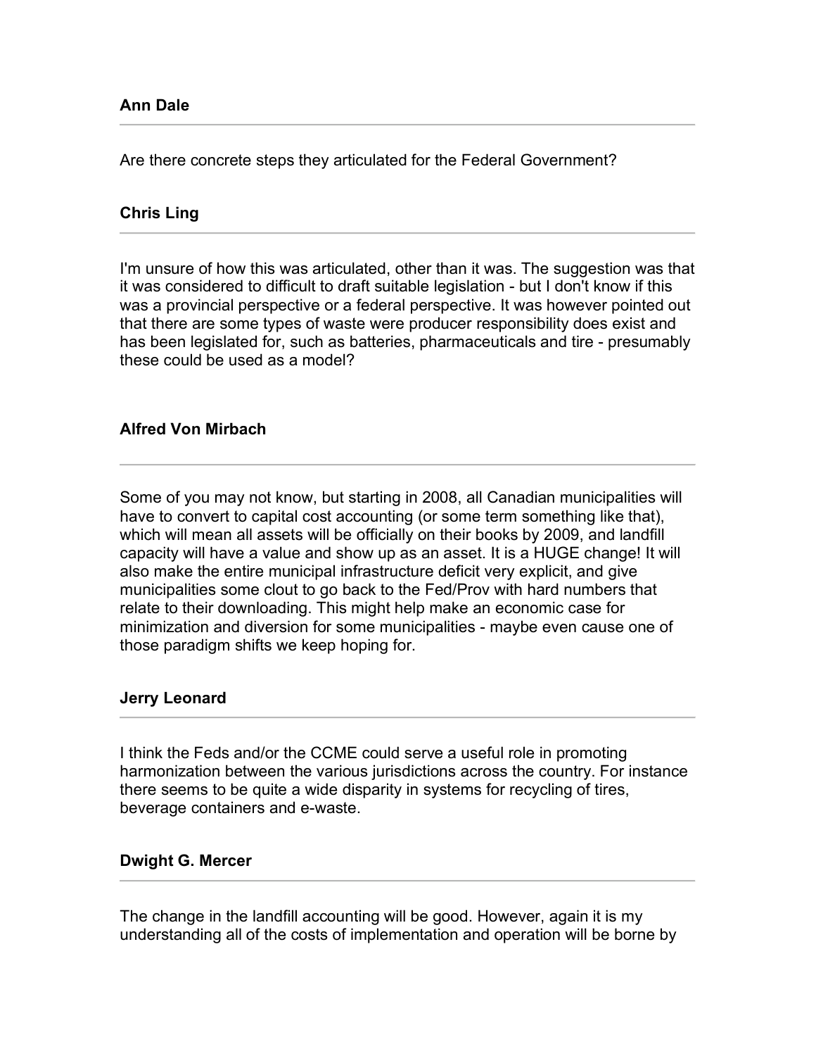**Ann Dale**

---

Are there concrete steps they articulated for the Federal Government?

**Chris Ling**

---

I'm unsure of how this was articulated, other than it was. The suggestion was that it was considered to difficult to draft suitable legislation - but I don't know if this was a provincial perspective or a federal perspective. It was however pointed out that there are some types of waste were producer responsibility does exist and has been legislated for, such as batteries, pharmaceuticals and tire - presumably these could be used as a model?

**Alfred Von Mirbach**

---

Some of you may not know, but starting in 2008, all Canadian municipalities will have to convert to capital cost accounting (or some term something like that), which will mean all assets will be officially on their books by 2009, and landfill capacity will have a value and show up as an asset. It is a HUGE change! It will also make the entire municipal infrastructure deficit very explicit, and give municipalities some clout to go back to the Fed/Prov with hard numbers that relate to their downloading. This might help make an economic case for minimization and diversion for some municipalities - maybe even cause one of those paradigm shifts we keep hoping for.

**Jerry Leonard**

---

I think the Feds and/or the CCME could serve a useful role in promoting harmonization between the various jurisdictions across the country. For instance there seems to be quite a wide disparity in systems for recycling of tires, beverage containers and e-waste.

**Dwight G. Mercer**

---

The change in the landfill accounting will be good. However, again it is my understanding all of the costs of implementation and operation will be borne by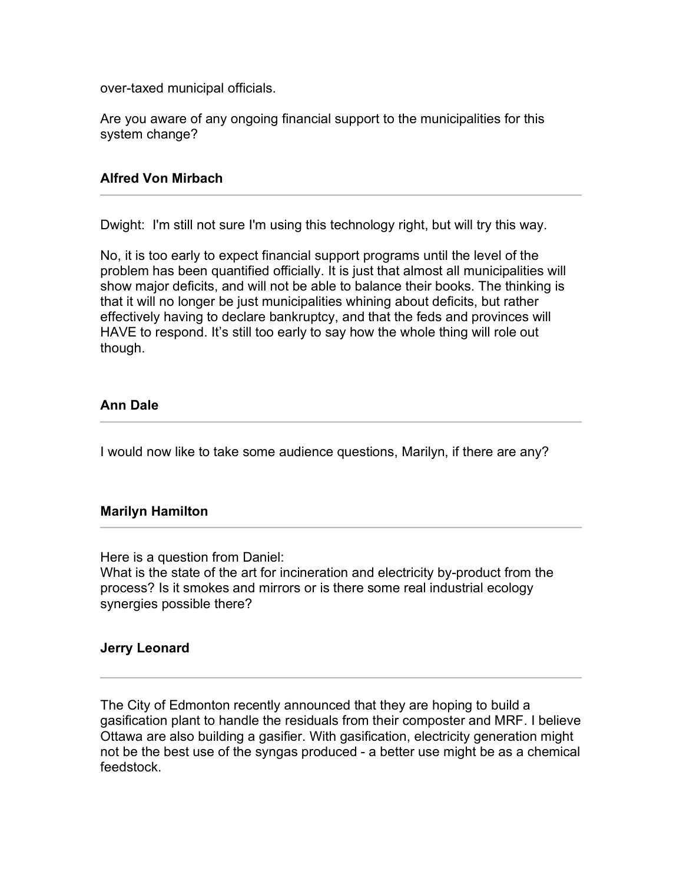over-taxed municipal officials.

Are you aware of any ongoing financial support to the municipalities for this system change?

**Alfred Von Mirbach**

---

Dwight: I'm still not sure I'm using this technology right, but will try this way.

No, it is too early to expect financial support programs until the level of the problem has been quantified officially. It is just that almost all municipalities will show major deficits, and will not be able to balance their books. The thinking is that it will no longer be just municipalities whining about deficits, but rather effectively having to declare bankruptcy, and that the feds and provinces will HAVE to respond. It's still too early to say how the whole thing will role out though.

**Ann Dale**

---

I would now like to take some audience questions, Marilyn, if there are any?

**Marilyn Hamilton**

---

Here is a question from Daniel:
What is the state of the art for incineration and electricity by-product from the process? Is it smokes and mirrors or is there some real industrial ecology synergies possible there?

**Jerry Leonard**

---

The City of Edmonton recently announced that they are hoping to build a gasification plant to handle the residuals from their composter and MRF. I believe Ottawa are also building a gasifier. With gasification, electricity generation might not be the best use of the syngas produced - a better use might be as a chemical feedstock.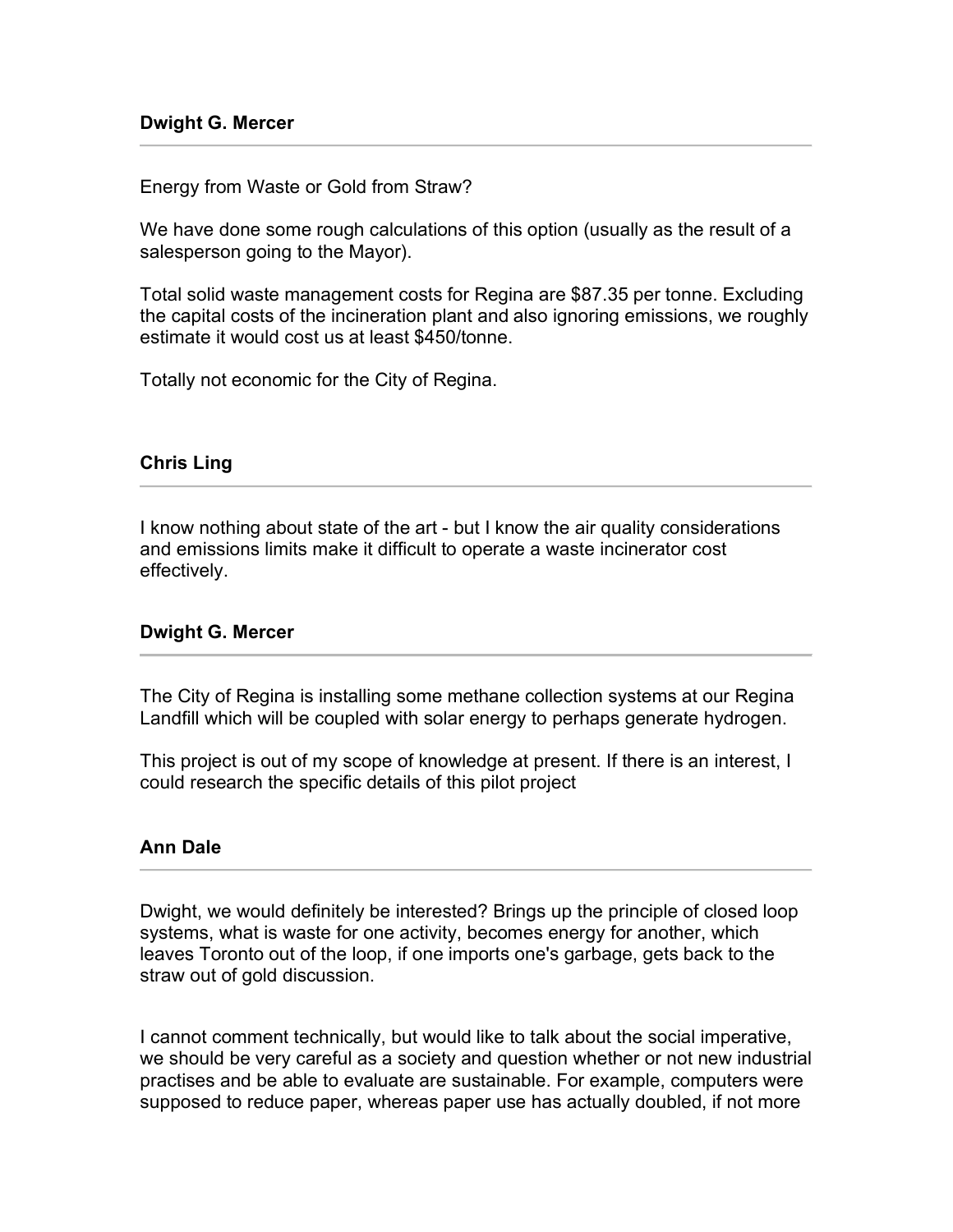**Dwight G. Mercer**

---

Energy from Waste or Gold from Straw?

We have done some rough calculations of this option (usually as the result of a salesperson going to the Mayor).

Total solid waste management costs for Regina are $87.35 per tonne. Excluding the capital costs of the incineration plant and also ignoring emissions, we roughly estimate it would cost us at least $450/tonne.

Totally not economic for the City of Regina.

**Chris Ling**

---

I know nothing about state of the art - but I know the air quality considerations and emissions limits make it difficult to operate a waste incinerator cost effectively.

**Dwight G. Mercer**

---

The City of Regina is installing some methane collection systems at our Regina Landfill which will be coupled with solar energy to perhaps generate hydrogen.

This project is out of my scope of knowledge at present. If there is an interest, I could research the specific details of this pilot project

**Ann Dale**

---

Dwight, we would definitely be interested? Brings up the principle of closed loop systems, what is waste for one activity, becomes energy for another, which leaves Toronto out of the loop, if one imports one's garbage, gets back to the straw out of gold discussion.

I cannot comment technically, but would like to talk about the social imperative, we should be very careful as a society and question whether or not new industrial practises and be able to evaluate are sustainable. For example, computers were supposed to reduce paper, whereas paper use has actually doubled, if not more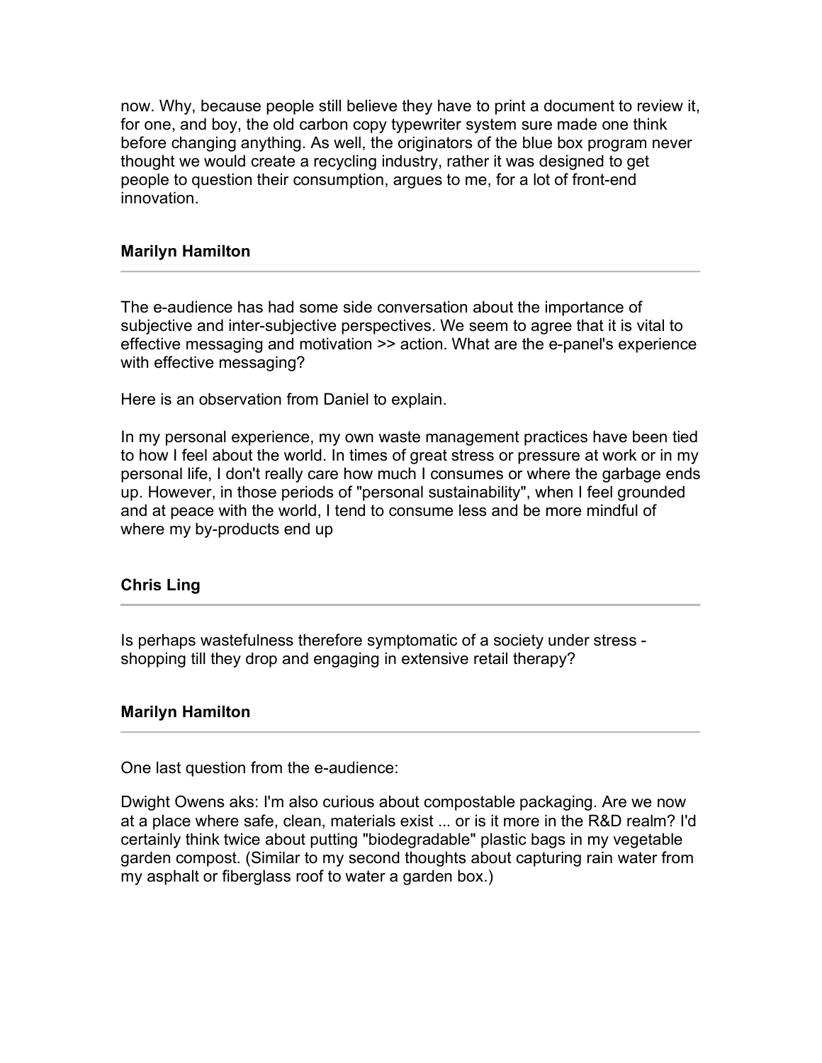now. Why, because people still believe they have to print a document to review it, for one, and boy, the old carbon copy typewriter system sure made one think before changing anything. As well, the originators of the blue box program never thought we would create a recycling industry, rather it was designed to get people to question their consumption, argues to me, for a lot of front-end innovation.

**Marilyn Hamilton**

---

The e-audience has had some side conversation about the importance of subjective and inter-subjective perspectives. We seem to agree that it is vital to effective messaging and motivation >> action. What are the e-panel's experience with effective messaging?

Here is an observation from Daniel to explain.

In my personal experience, my own waste management practices have been tied to how I feel about the world. In times of great stress or pressure at work or in my personal life, I don't really care how much I consumes or where the garbage ends up. However, in those periods of "personal sustainability", when I feel grounded and at peace with the world, I tend to consume less and be more mindful of where my by-products end up

**Chris Ling**

---

Is perhaps wastefulness therefore symptomatic of a society under stress - shopping till they drop and engaging in extensive retail therapy?

**Marilyn Hamilton**

---

One last question from the e-audience:

Dwight Owens aks: I'm also curious about compostable packaging. Are we now at a place where safe, clean, materials exist ... or is it more in the R&D realm? I'd certainly think twice about putting "biodegradable" plastic bags in my vegetable garden compost. (Similar to my second thoughts about capturing rain water from my asphalt or fiberglass roof to water a garden box.)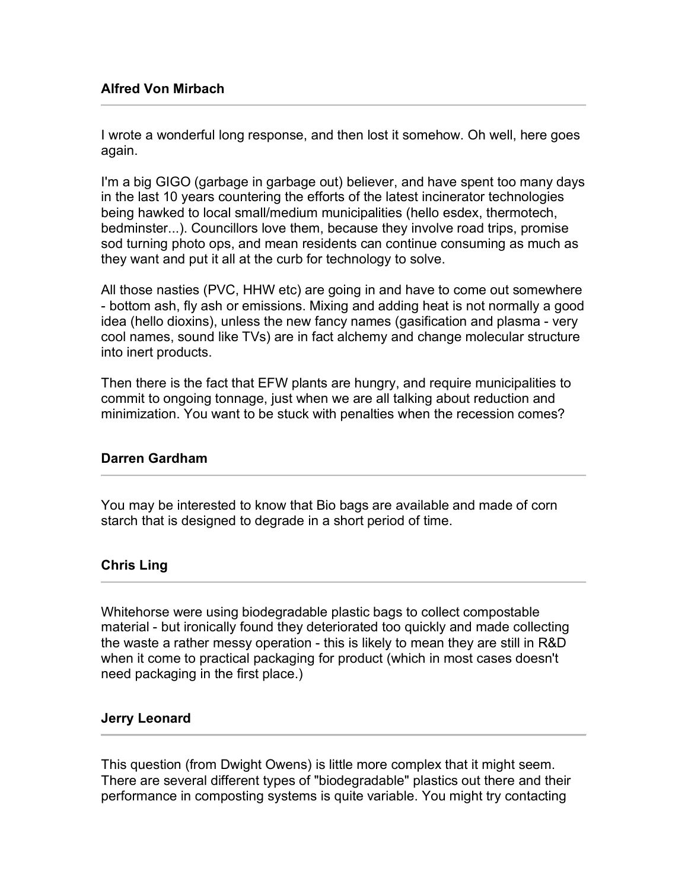**Alfred Von Mirbach**

---

I wrote a wonderful long response, and then lost it somehow. Oh well, here goes again.

I'm a big GIGO (garbage in garbage out) believer, and have spent too many days in the last 10 years countering the efforts of the latest incinerator technologies being hawked to local small/medium municipalities (hello esdex, thermotech, bedminster...). Councillors love them, because they involve road trips, promise sod turning photo ops, and mean residents can continue consuming as much as they want and put it all at the curb for technology to solve.

All those nasties (PVC, HHW etc) are going in and have to come out somewhere - bottom ash, fly ash or emissions. Mixing and adding heat is not normally a good idea (hello dioxins), unless the new fancy names (gasification and plasma - very cool names, sound like TVs) are in fact alchemy and change molecular structure into inert products.

Then there is the fact that EFW plants are hungry, and require municipalities to commit to ongoing tonnage, just when we are all talking about reduction and minimization. You want to be stuck with penalties when the recession comes?

**Darren Gardham**

---

You may be interested to know that Bio bags are available and made of corn starch that is designed to degrade in a short period of time.

**Chris Ling**

---

Whitehorse were using biodegradable plastic bags to collect compostable material - but ironically found they deteriorated too quickly and made collecting the waste a rather messy operation - this is likely to mean they are still in R&D when it come to practical packaging for product (which in most cases doesn't need packaging in the first place.)

**Jerry Leonard**

---

This question (from Dwight Owens) is little more complex that it might seem. There are several different types of "biodegradable" plastics out there and their performance in composting systems is quite variable. You might try contacting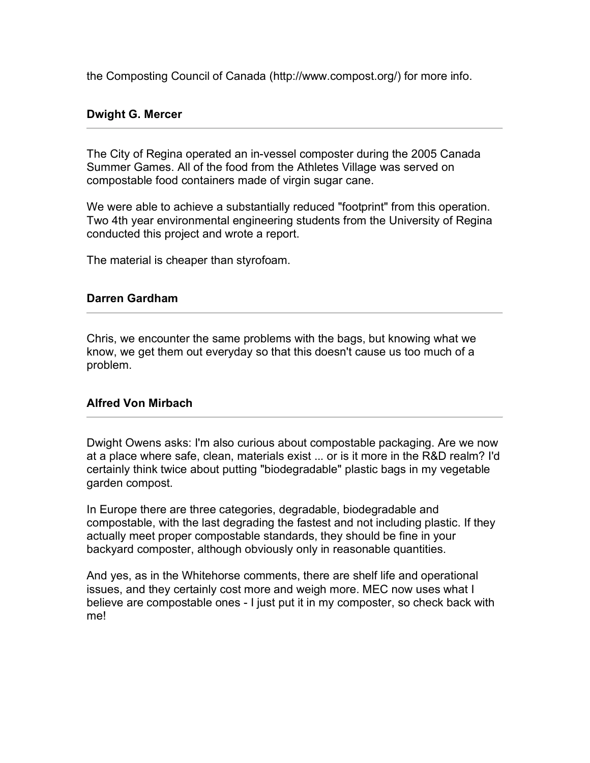the Composting Council of Canada (http://www.compost.org/) for more info.

**Dwight G. Mercer**

---

The City of Regina operated an in-vessel composter during the 2005 Canada Summer Games. All of the food from the Athletes Village was served on compostable food containers made of virgin sugar cane.

We were able to achieve a substantially reduced "footprint" from this operation. Two 4th year environmental engineering students from the University of Regina conducted this project and wrote a report.

The material is cheaper than styrofoam.

**Darren Gardham**

---

Chris, we encounter the same problems with the bags, but knowing what we know, we get them out everyday so that this doesn't cause us too much of a problem.

**Alfred Von Mirbach**

---

Dwight Owens asks: I'm also curious about compostable packaging. Are we now at a place where safe, clean, materials exist ... or is it more in the R&D realm? I'd certainly think twice about putting "biodegradable" plastic bags in my vegetable garden compost.

In Europe there are three categories, degradable, biodegradable and compostable, with the last degrading the fastest and not including plastic. If they actually meet proper compostable standards, they should be fine in your backyard composter, although obviously only in reasonable quantities.

And yes, as in the Whitehorse comments, there are shelf life and operational issues, and they certainly cost more and weigh more. MEC now uses what I believe are compostable ones - I just put it in my composter, so check back with me!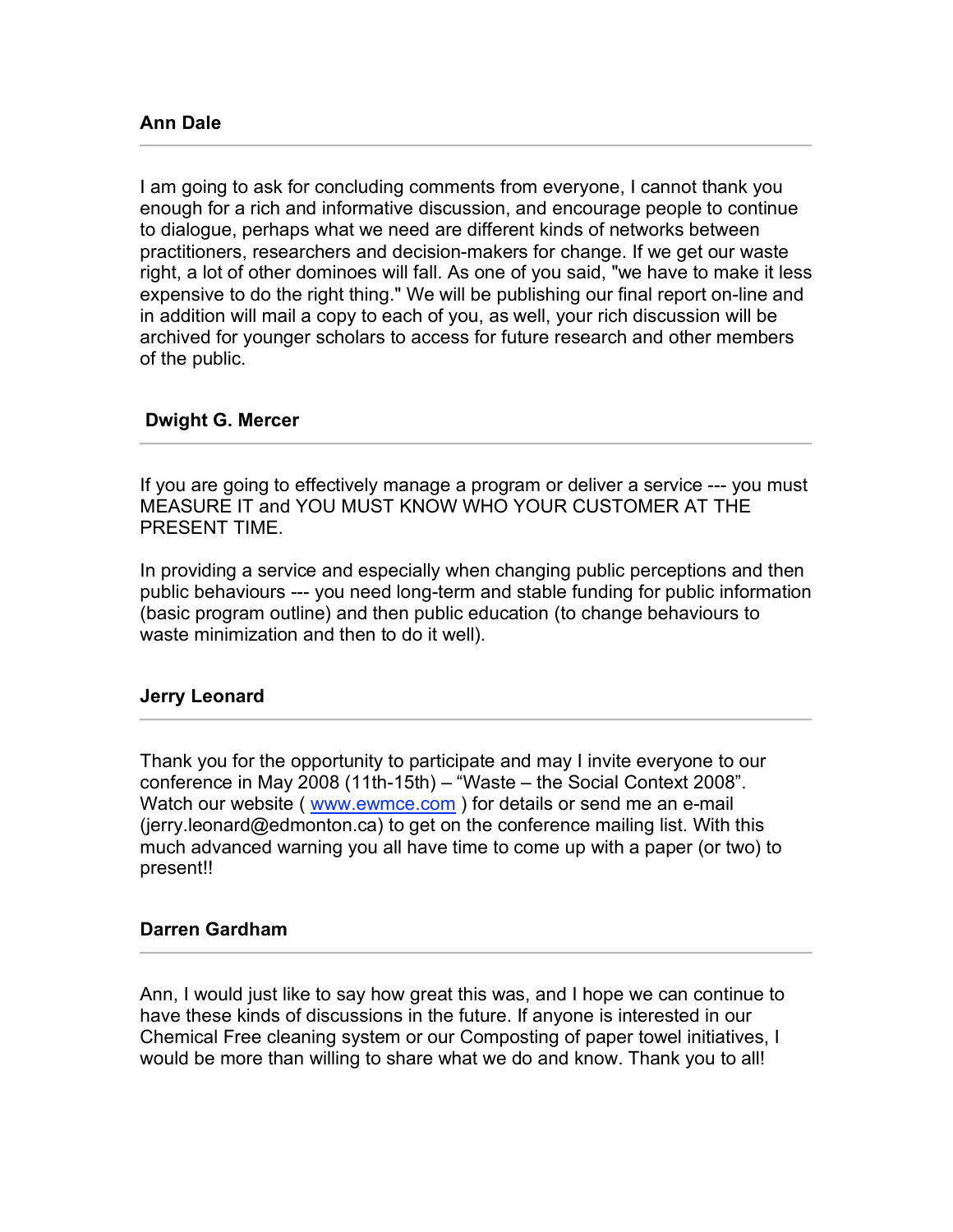**Ann Dale**

---

I am going to ask for concluding comments from everyone, I cannot thank you enough for a rich and informative discussion, and encourage people to continue to dialogue, perhaps what we need are different kinds of networks between practitioners, researchers and decision-makers for change. If we get our waste right, a lot of other dominoes will fall. As one of you said, "we have to make it less expensive to do the right thing." We will be publishing our final report on-line and in addition will mail a copy to each of you, as well, your rich discussion will be archived for younger scholars to access for future research and other members of the public.

**Dwight G. Mercer**

---

If you are going to effectively manage a program or deliver a service --- you must MEASURE IT and YOU MUST KNOW WHO YOUR CUSTOMER AT THE PRESENT TIME.

In providing a service and especially when changing public perceptions and then public behaviours --- you need long-term and stable funding for public information (basic program outline) and then public education (to change behaviours to waste minimization and then to do it well).

**Jerry Leonard**

---

Thank you for the opportunity to participate and may I invite everyone to our conference in May 2008 (11th-15th) – "Waste – the Social Context 2008". Watch our website ( www.ewmce.com ) for details or send me an e-mail (jerry.leonard@edmonton.ca) to get on the conference mailing list. With this much advanced warning you all have time to come up with a paper (or two) to present!!

**Darren Gardham**

---

Ann, I would just like to say how great this was, and I hope we can continue to have these kinds of discussions in the future. If anyone is interested in our Chemical Free cleaning system or our Composting of paper towel initiatives, I would be more than willing to share what we do and know. Thank you to all!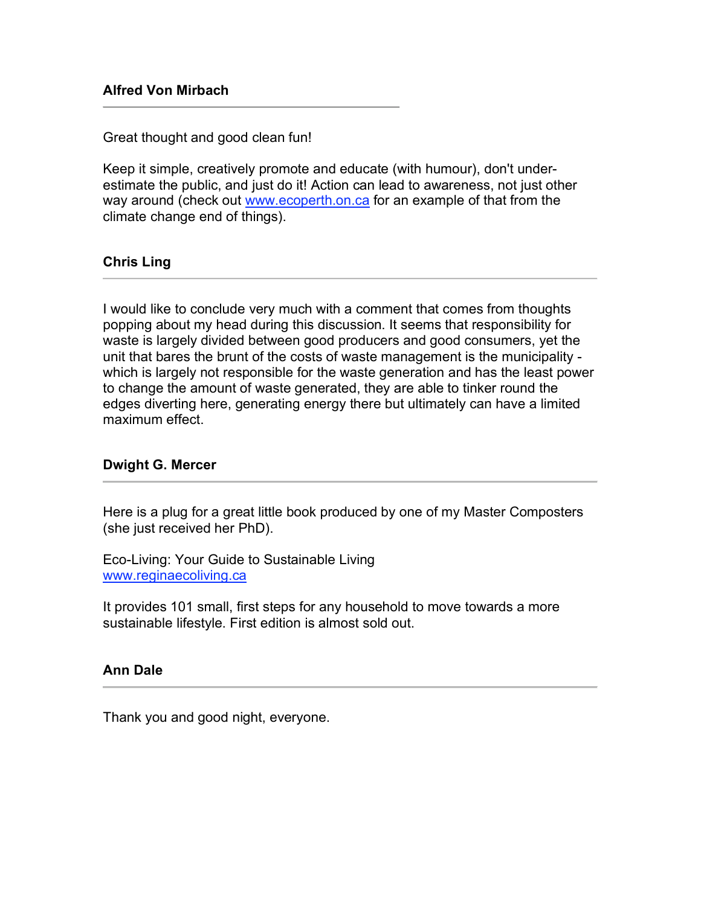**Alfred Von Mirbach**

---

Great thought and good clean fun!

Keep it simple, creatively promote and educate (with humour), don't under-estimate the public, and just do it! Action can lead to awareness, not just other way around (check out [www.ecoperth.on.ca](http://www.ecoperth.on.ca) for an example of that from the climate change end of things).

**Chris Ling**

---

I would like to conclude very much with a comment that comes from thoughts popping about my head during this discussion. It seems that responsibility for waste is largely divided between good producers and good consumers, yet the unit that bares the brunt of the costs of waste management is the municipality - which is largely not responsible for the waste generation and has the least power to change the amount of waste generated, they are able to tinker round the edges diverting here, generating energy there but ultimately can have a limited maximum effect.

**Dwight G. Mercer**

---

Here is a plug for a great little book produced by one of my Master Composters (she just received her PhD).

Eco-Living: Your Guide to Sustainable Living
[www.reginaecoliving.ca](http://www.reginaecoliving.ca)

It provides 101 small, first steps for any household to move towards a more sustainable lifestyle. First edition is almost sold out.

**Ann Dale**

---

Thank you and good night, everyone.